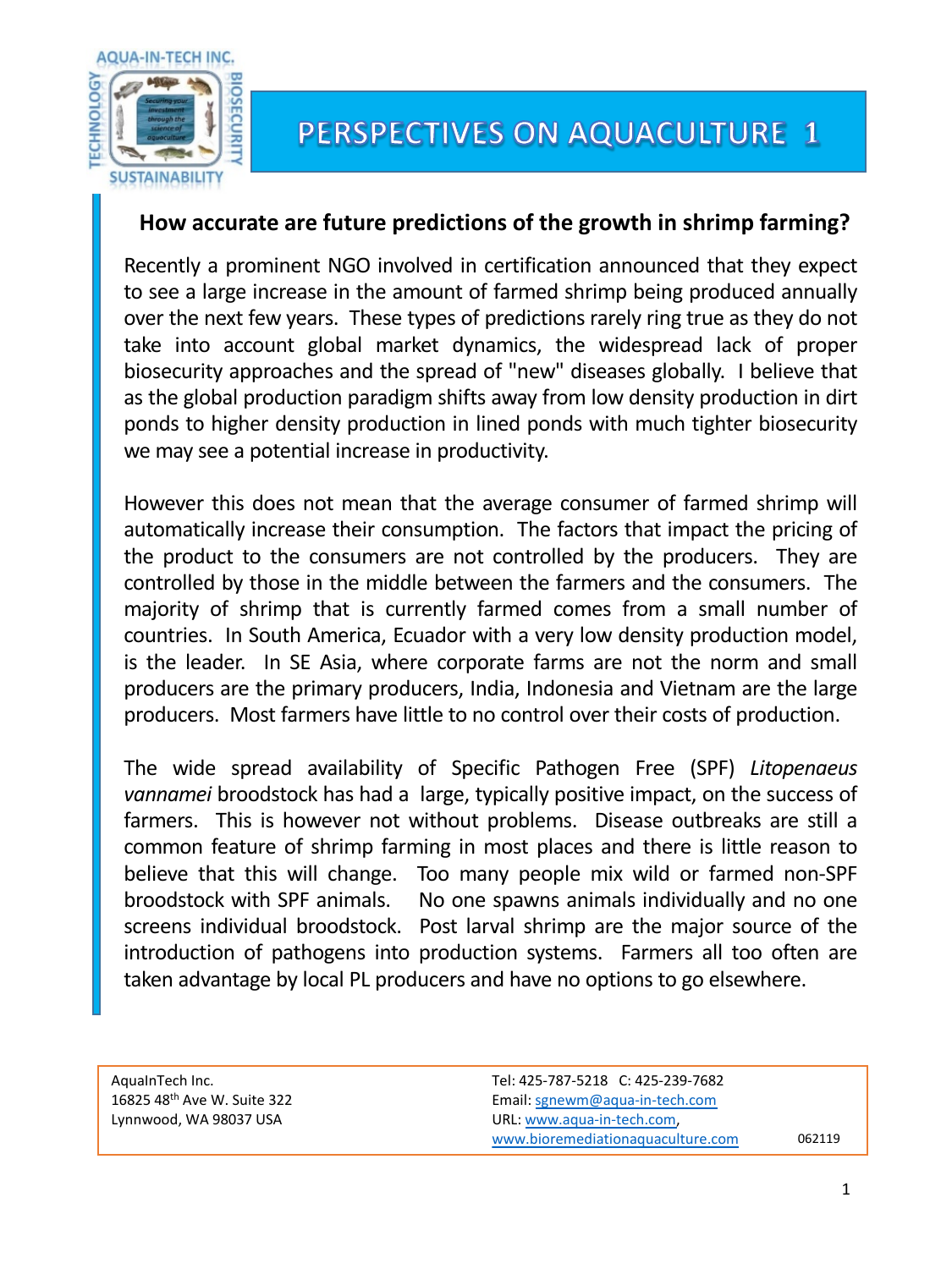AQUA-IN-TECH INC.

# PERSPECTIVES ON AQUACULTURE 1

## How accurate are future predictions of the growth in shrimp farming?

Recently a prominent NGO involved in certification announced that they expect to see a large increase in the amount of farmed shrimp being produced annually over the next few years. These types of predictions rarely ring true as they do not take into account global market dynamics, the widespread lack of proper biosecurity approaches and the spread of "new" diseases globally. I believe that as the global production paradigm shifts away from low density production in dirt ponds to higher density production in lined ponds with much tighter biosecurity we may see a potential increase in productivity.

However this does not mean that the average consumer of farmed shrimp will automatically increase their consumption. The factors that impact the pricing of the product to the consumers are not controlled by the producers. They are controlled by those in the middle between the farmers and the consumers. The majority of shrimp that is currently farmed comes from a small number of countries. In South America, Ecuador with a very low density production model, is the leader. In SE Asia, where corporate farms are not the norm and small producers are the primary producers, India, Indonesia and Vietnam are the large producers. Most farmers have little to no control over their costs of production.

The wide spread availability of Specific Pathogen Free (SPF) *Litopenaeus vannamei* broodstock has had a large, typically positive impact, on the success of farmers. This is however not without problems. Disease outbreaks are still a common feature of shrimp farming in most places and there is little reason to believe that this will change. Too many people mix wild or farmed non-SPF broodstock with SPF animals. No one spawns animals individually and no one screens individual broodstock. Post larval shrimp are the major source of the introduction of pathogens into production systems. Farmers all too often are taken advantage by local PL producers and have no options to go elsewhere.

AquaInTech Inc.
16825 48th Ave W. Suite 322
Lynnwood, WA 98037 USA

Tel: 425-787-5218 C: 425-239-7682
Email: sgnewm@aqua-in-tech.com
URL: www.aqua-in-tech.com, www.bioremediationaquaculture.com

062119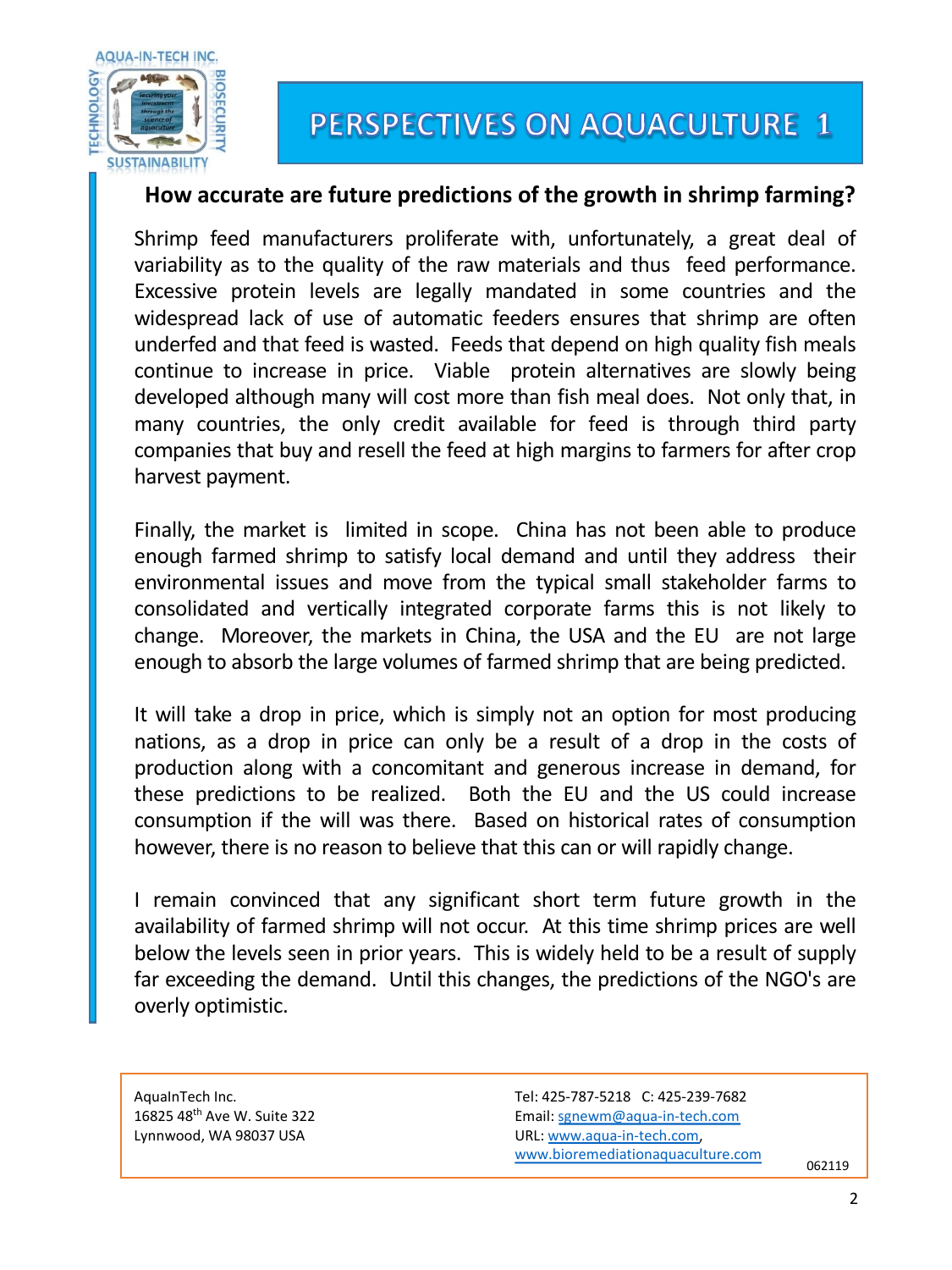# PERSPECTIVES ON AQUACULTURE 1

## How accurate are future predictions of the growth in shrimp farming?

Shrimp feed manufacturers proliferate with, unfortunately, a great deal of variability as to the quality of the raw materials and thus feed performance. Excessive protein levels are legally mandated in some countries and the widespread lack of use of automatic feeders ensures that shrimp are often underfed and that feed is wasted. Feeds that depend on high quality fish meals continue to increase in price. Viable protein alternatives are slowly being developed although many will cost more than fish meal does. Not only that, in many countries, the only credit available for feed is through third party companies that buy and resell the feed at high margins to farmers for after crop harvest payment.

Finally, the market is limited in scope. China has not been able to produce enough farmed shrimp to satisfy local demand and until they address their environmental issues and move from the typical small stakeholder farms to consolidated and vertically integrated corporate farms this is not likely to change. Moreover, the markets in China, the USA and the EU are not large enough to absorb the large volumes of farmed shrimp that are being predicted.

It will take a drop in price, which is simply not an option for most producing nations, as a drop in price can only be a result of a drop in the costs of production along with a concomitant and generous increase in demand, for these predictions to be realized. Both the EU and the US could increase consumption if the will was there. Based on historical rates of consumption however, there is no reason to believe that this can or will rapidly change.

I remain convinced that any significant short term future growth in the availability of farmed shrimp will not occur. At this time shrimp prices are well below the levels seen in prior years. This is widely held to be a result of supply far exceeding the demand. Until this changes, the predictions of the NGO's are overly optimistic.

AquaInTech Inc.
16825 48th Ave W. Suite 322
Lynnwood, WA 98037 USA

Tel: 425-787-5218 C: 425-239-7682
Email: sgnewm@aqua-in-tech.com
URL: www.aqua-in-tech.com, www.bioremediationaquaculture.com

062119